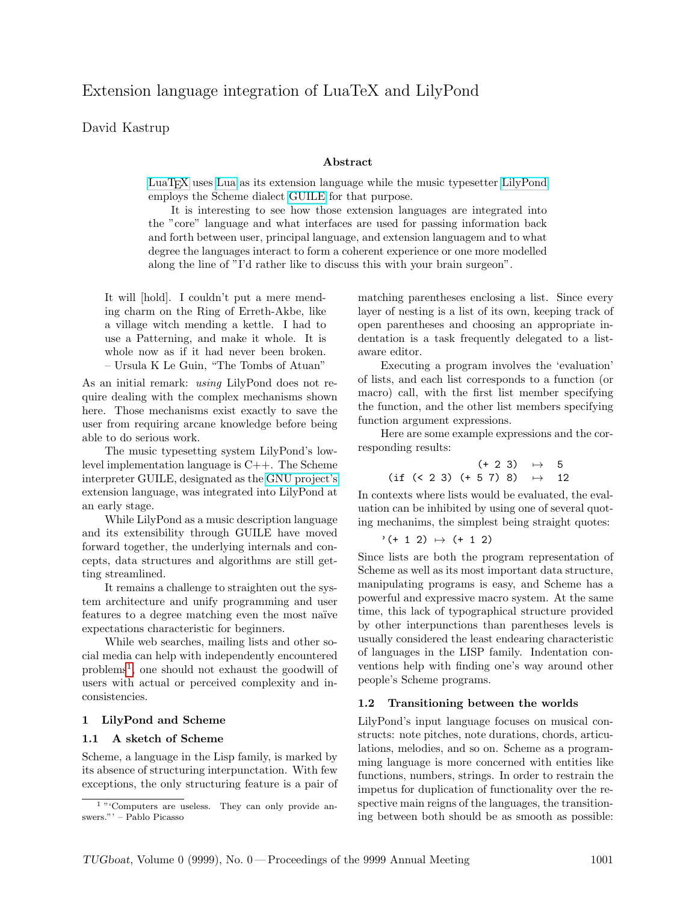# Extension language integration of LuaTeX and LilyPond

David Kastrup

## Abstract

LuaTeX uses Lua as its extension language while the music typesetter LilyPond employs the Scheme dialect GUILE for that purpose.

It is interesting to see how those extension languages are integrated into the "core" language and what interfaces are used for passing information back and forth between user, principal language, and extension languagem and to what degree the languages interact to form a coherent experience or one more modelled along the line of "I'd rather like to discuss this with your brain surgeon".

> It will [hold]. I couldn't put a mere mending charm on the Ring of Erreth-Akbe, like a village witch mending a kettle. I had to use a Patterning, and make it whole. It is whole now as if it had never been broken.
> – Ursula K Le Guin, "The Tombs of Atuan"

As an initial remark: *using* LilyPond does not require dealing with the complex mechanisms shown here. Those mechanisms exist exactly to save the user from requiring arcane knowledge before being able to do serious work.

The music typesetting system LilyPond's low-level implementation language is C++. The Scheme interpreter GUILE, designated as the GNU project's extension language, was integrated into LilyPond at an early stage.

While LilyPond as a music description language and its extensibility through GUILE have moved forward together, the underlying internals and concepts, data structures and algorithms are still getting streamlined.

It remains a challenge to straighten out the system architecture and unify programming and user features to a degree matching even the most naïve expectations characteristic for beginners.

While web searches, mailing lists and other social media can help with independently encountered problems[1], one should not exhaust the goodwill of users with actual or perceived complexity and inconsistencies.

## 1 LilyPond and Scheme

### 1.1 A sketch of Scheme

Scheme, a language in the Lisp family, is marked by its absence of structuring interpunctation. With few exceptions, the only structuring feature is a pair of matching parentheses enclosing a list. Since every layer of nesting is a list of its own, keeping track of open parentheses and choosing an appropriate indentation is a task frequently delegated to a list-aware editor.

Executing a program involves the 'evaluation' of lists, and each list corresponds to a function (or macro) call, with the first list member specifying the function, and the other list members specifying function argument expressions.

Here are some example expressions and the corresponding results:

```
               (+ 2 3)  ↦  5
(if (< 2 3) (+ 5 7) 8)  ↦  12
```

In contexts where lists would be evaluated, the evaluation can be inhibited by using one of several quoting mechanims, the simplest being straight quotes:

```
'(+ 1 2) ↦ (+ 1 2)
```

Since lists are both the program representation of Scheme as well as its most important data structure, manipulating programs is easy, and Scheme has a powerful and expressive macro system. At the same time, this lack of typographical structure provided by other interpunctions than parentheses levels is usually considered the least endearing characteristic of languages in the LISP family. Indentation conventions help with finding one's way around other people's Scheme programs.

### 1.2 Transitioning between the worlds

LilyPond's input language focuses on musical constructs: note pitches, note durations, chords, articulations, melodies, and so on. Scheme as a programming language is more concerned with entities like functions, numbers, strings. In order to restrain the impetus for duplication of functionality over the respective main reigns of the languages, the transitioning between both should be as smooth as possible:

[1] "'Computers are useless. They can only provide answers."' – Pablo Picasso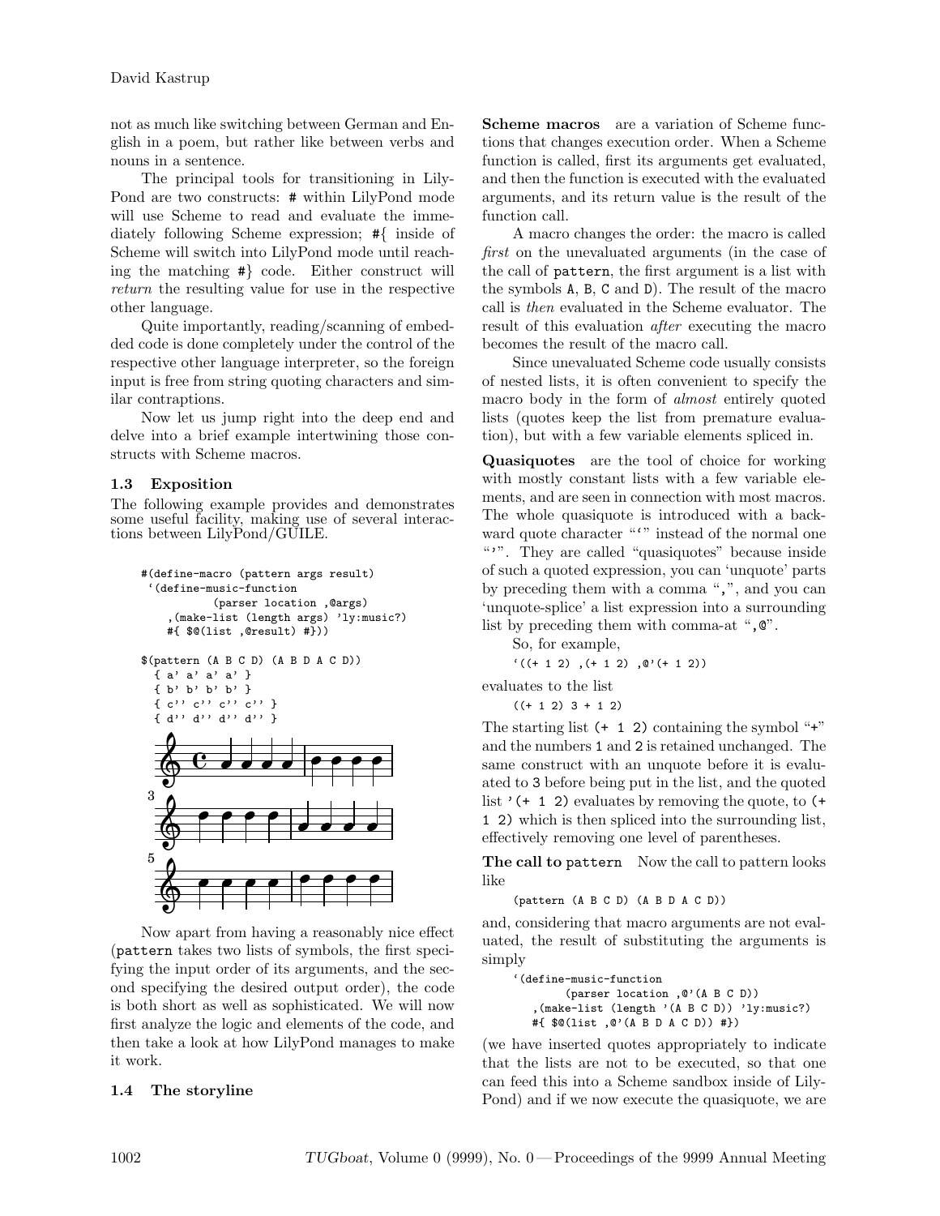not as much like switching between German and English in a poem, but rather like between verbs and nouns in a sentence.

The principal tools for transitioning in LilyPond are two constructs: `#` within LilyPond mode will use Scheme to read and evaluate the immediately following Scheme expression; `#{` inside of Scheme will switch into LilyPond mode until reaching the matching `#}` code. Either construct will *return* the resulting value for use in the respective other language.

Quite importantly, reading/scanning of embedded code is done completely under the control of the respective other language interpreter, so the foreign input is free from string quoting characters and similar contraptions.

Now let us jump right into the deep end and delve into a brief example intertwining those constructs with Scheme macros.

### 1.3 Exposition

The following example provides and demonstrates some useful facility, making use of several interactions between LilyPond/GUILE.

```
#(define-macro (pattern args result)
  `(define-music-function
           (parser location ,@args)
     ,(make-list (length args) 'ly:music?)
     #{ $@(list ,@result) #}))

$(pattern (A B C D) (A B D A C D))
  { a' a' a' a' }
  { b' b' b' b' }
  { c'' c'' c'' c'' }
  { d'' d'' d'' d'' }
```

Now apart from having a reasonably nice effect (`pattern` takes two lists of symbols, the first specifying the input order of its arguments, and the second specifying the desired output order), the code is both short as well as sophisticated. We will now first analyze the logic and elements of the code, and then take a look at how LilyPond manages to make it work.

### 1.4 The storyline

**Scheme macros** are a variation of Scheme functions that changes execution order. When a Scheme function is called, first its arguments get evaluated, and then the function is executed with the evaluated arguments, and its return value is the result of the function call.

A macro changes the order: the macro is called *first* on the unevaluated arguments (in the case of the call of `pattern`, the first argument is a list with the symbols `A`, `B`, `C` and `D`). The result of the macro call is *then* evaluated in the Scheme evaluator. The result of this evaluation *after* executing the macro becomes the result of the macro call.

Since unevaluated Scheme code usually consists of nested lists, it is often convenient to specify the macro body in the form of *almost* entirely quoted lists (quotes keep the list from premature evaluation), but with a few variable elements spliced in.

**Quasiquotes** are the tool of choice for working with mostly constant lists with a few variable elements, and are seen in connection with most macros. The whole quasiquote is introduced with a backward quote character "`" instead of the normal one "'". They are called "quasiquotes" because inside of such a quoted expression, you can 'unquote' parts by preceding them with a comma "`,`", and you can 'unquote-splice' a list expression into a surrounding list by preceding them with comma-at "`,@`".

So, for example,

```
`((+ 1 2) ,(+ 1 2) ,@'(+ 1 2))
```

evaluates to the list

```
((+ 1 2) 3 + 1 2)
```

The starting list `(+ 1 2)` containing the symbol "`+`" and the numbers `1` and `2` is retained unchanged. The same construct with an unquote before it is evaluated to `3` before being put in the list, and the quoted list `'(+ 1 2)` evaluates by removing the quote, to `(+ 1 2)` which is then spliced into the surrounding list, effectively removing one level of parentheses.

**The call to `pattern`** Now the call to pattern looks like

```
(pattern (A B C D) (A B D A C D))
```

and, considering that macro arguments are not evaluated, the result of substituting the arguments is simply

```
`(define-music-function
       (parser location ,@'(A B C D))
   ,(make-list (length '(A B C D)) 'ly:music?)
   #{ $@(list ,@'(A B D A C D)) #})
```

(we have inserted quotes appropriately to indicate that the lists are not to be executed, so that one can feed this into a Scheme sandbox inside of LilyPond) and if we now execute the quasiquote, we are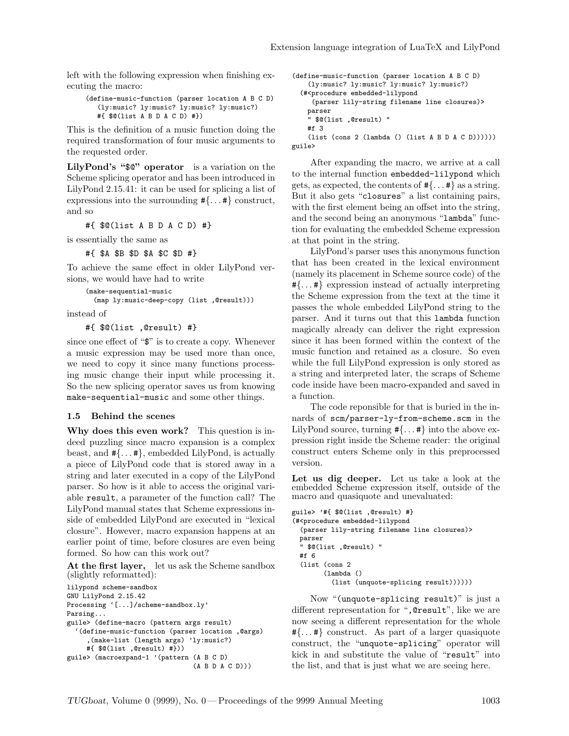left with the following expression when finishing executing the macro:

```
(define-music-function (parser location A B C D)
   (ly:music? ly:music? ly:music? ly:music?)
   #{ $@(list A B D A C D) #})
```

This is the definition of a music function doing the required transformation of four music arguments to the requested order.

**LilyPond's "$@" operator** is a variation on the Scheme splicing operator and has been introduced in LilyPond 2.15.41: it can be used for splicing a list of expressions into the surrounding #{. . . #} construct, and so

```
#{ $@(list A B D A C D) #}
```

is essentially the same as

```
#{ $A $B $D $A $C $D #}
```

To achieve the same effect in older LilyPond versions, we would have had to write

```
(make-sequential-music
  (map ly:music-deep-copy (list ,@result)))
```

instead of

```
#{ $@(list ,@result) #}
```

since one effect of "$" is to create a copy. Whenever a music expression may be used more than once, we need to copy it since many functions processing music change their input while processing it. So the new splicing operator saves us from knowing `make-sequential-music` and some other things.

### 1.5 Behind the scenes

**Why does this even work?** This question is indeed puzzling since macro expansion is a complex beast, and #{. . . #}, embedded LilyPond, is actually a piece of LilyPond code that is stored away in a string and later executed in a copy of the LilyPond parser. So how is it able to access the original variable `result`, a parameter of the function call? The LilyPond manual states that Scheme expressions inside of embedded LilyPond are executed in "lexical closure". However, macro expansion happens at an earlier point of time, before closures are even being formed. So how can this work out?

**At the first layer,** let us ask the Scheme sandbox (slightly reformatted):

```
lilypond scheme-sandbox
GNU LilyPond 2.15.42
Processing '[...]/scheme-sandbox.ly'
Parsing...
guile> (define-macro (pattern args result)
  `(define-music-function (parser location ,@args)
     ,(make-list (length args) 'ly:music?)
     #{ $@(list ,@result) #}))
guile> (macroexpand-1 '(pattern (A B C D)
                                (A B D A C D)))
(define-music-function (parser location A B C D)
    (ly:music? ly:music? ly:music? ly:music?)
  (#<procedure embedded-lilypond
     (parser lily-string filename line closures)>
    parser
    " $@(list ,@result) "
    #f 3
    (list (cons 2 (lambda () (list A B D A C D))))))
guile>
```

After expanding the macro, we arrive at a call to the internal function `embedded-lilypond` which gets, as expected, the contents of #{. . . #} as a string. But it also gets "`closures`" a list containing pairs, with the first element being an offset into the string, and the second being an anonymous "`lambda`" function for evaluating the embedded Scheme expression at that point in the string.

LilyPond's parser uses this anonymous function that has been created in the lexical environment (namely its placement in Scheme source code) of the #{. . . #} expression instead of actually interpreting the Scheme expression from the text at the time it passes the whole embedded LilyPond string to the parser. And it turns out that this `lambda` function magically already can deliver the right expression since it has been formed within the context of the music function and retained as a closure. So even while the full LilyPond expression is only stored as a string and interpreted later, the scraps of Scheme code inside have been macro-expanded and saved in a function.

The code reponsible for that is buried in the innards of `scm/parser-ly-from-scheme.scm` in the LilyPond source, turning #{. . . #} into the above expression right inside the Scheme reader: the original construct enters Scheme only in this preprocessed version.

**Let us dig deeper.** Let us take a look at the embedded Scheme expression itself, outside of the macro and quasiquote and unevaluated:

```
guile> '#{ $@(list ,@result) #}
(#<procedure embedded-lilypond
  (parser lily-string filename line closures)>
  parser
  " $@(list ,@result) "
  #f 6
  (list (cons 2
        (lambda ()
          (list (unquote-splicing result))))))
```

Now "`(unquote-splicing result)`" is just a different representation for "`,@result`", like we are now seeing a different representation for the whole #{. . . #} construct. As part of a larger quasiquote construct, the "`unquote-splicing`" operator will kick in and substitute the value of "`result`" into the list, and that is just what we are seeing here.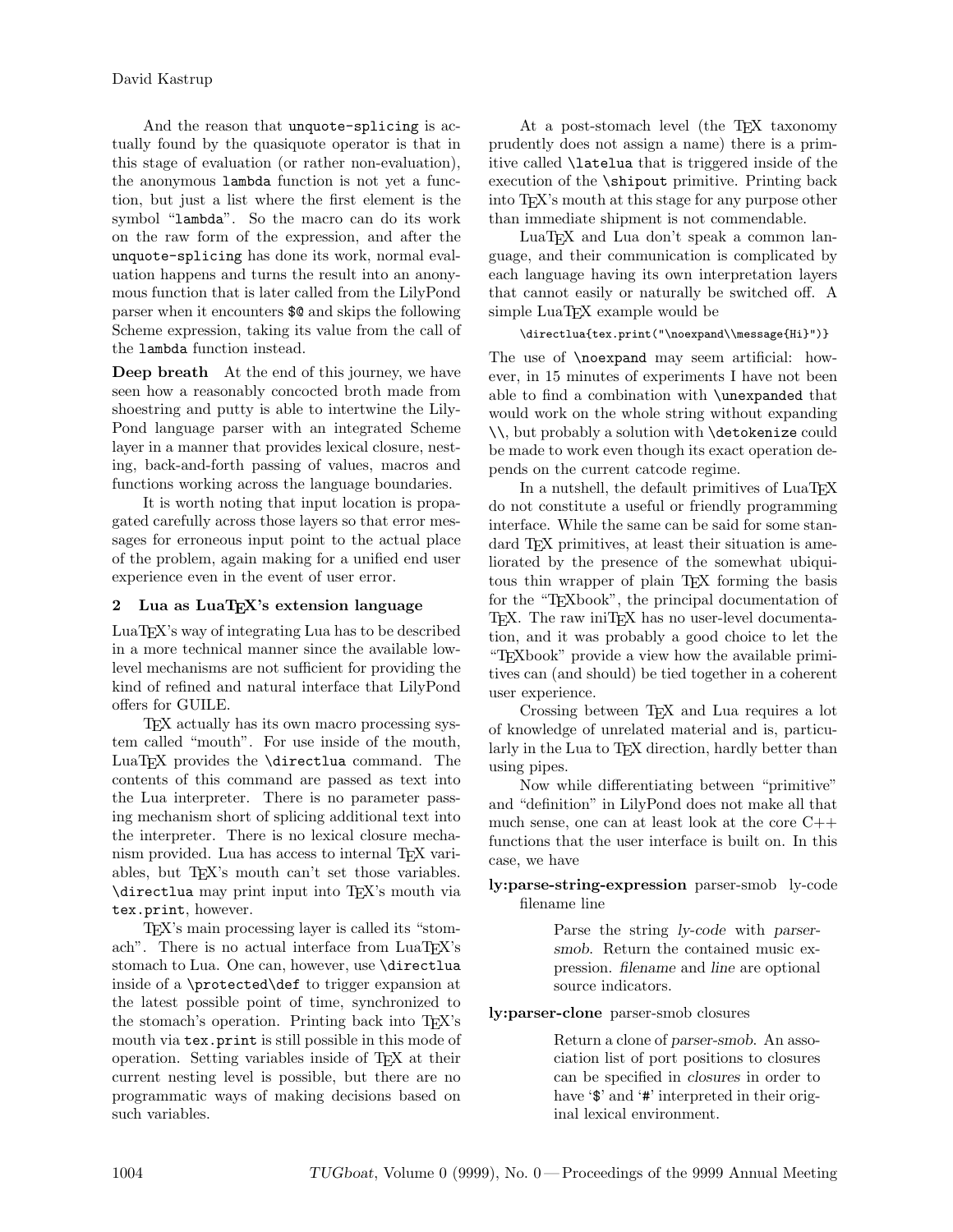And the reason that `unquote-splicing` is actually found by the quasiquote operator is that in this stage of evaluation (or rather non-evaluation), the anonymous `lambda` function is not yet a function, but just a list where the first element is the symbol "`lambda`". So the macro can do its work on the raw form of the expression, and after the `unquote-splicing` has done its work, normal evaluation happens and turns the result into an anonymous function that is later called from the LilyPond parser when it encounters `$@` and skips the following Scheme expression, taking its value from the call of the `lambda` function instead.

**Deep breath** At the end of this journey, we have seen how a reasonably concocted broth made from shoestring and putty is able to intertwine the LilyPond language parser with an integrated Scheme layer in a manner that provides lexical closure, nesting, back-and-forth passing of values, macros and functions working across the language boundaries.

It is worth noting that input location is propagated carefully across those layers so that error messages for erroneous input point to the actual place of the problem, again making for a unified end user experience even in the event of user error.

## 2 Lua as LuaTEX's extension language

LuaTEX's way of integrating Lua has to be described in a more technical manner since the available low-level mechanisms are not sufficient for providing the kind of refined and natural interface that LilyPond offers for GUILE.

TEX actually has its own macro processing system called "mouth". For use inside of the mouth, LuaTEX provides the `\directlua` command. The contents of this command are passed as text into the Lua interpreter. There is no parameter passing mechanism short of splicing additional text into the interpreter. There is no lexical closure mechanism provided. Lua has access to internal TEX variables, but TEX's mouth can't set those variables. `\directlua` may print input into TEX's mouth via `tex.print`, however.

TEX's main processing layer is called its "stomach". There is no actual interface from LuaTEX's stomach to Lua. One can, however, use `\directlua` inside of a `\protected\def` to trigger expansion at the latest possible point of time, synchronized to the stomach's operation. Printing back into TEX's mouth via `tex.print` is still possible in this mode of operation. Setting variables inside of TEX at their current nesting level is possible, but there are no programmatic ways of making decisions based on such variables.

At a post-stomach level (the TEX taxonomy prudently does not assign a name) there is a primitive called `\latelua` that is triggered inside of the execution of the `\shipout` primitive. Printing back into TEX's mouth at this stage for any purpose other than immediate shipment is not commendable.

LuaTEX and Lua don't speak a common language, and their communication is complicated by each language having its own interpretation layers that cannot easily or naturally be switched off. A simple LuaTEX example would be

```
\directlua{tex.print("\noexpand\\message{Hi}")}
```

The use of `\noexpand` may seem artificial: however, in 15 minutes of experiments I have not been able to find a combination with `\unexpanded` that would work on the whole string without expanding `\\`, but probably a solution with `\detokenize` could be made to work even though its exact operation depends on the current catcode regime.

In a nutshell, the default primitives of LuaTEX do not constitute a useful or friendly programming interface. While the same can be said for some standard TEX primitives, at least their situation is ameliorated by the presence of the somewhat ubiquitous thin wrapper of plain TEX forming the basis for the "TEXbook", the principal documentation of TEX. The raw iniTEX has no user-level documentation, and it was probably a good choice to let the "TEXbook" provide a view how the available primitives can (and should) be tied together in a coherent user experience.

Crossing between TEX and Lua requires a lot of knowledge of unrelated material and is, particularly in the Lua to TEX direction, hardly better than using pipes.

Now while differentiating between "primitive" and "definition" in LilyPond does not make all that much sense, one can at least look at the core C++ functions that the user interface is built on. In this case, we have

**ly:parse-string-expression** parser-smob ly-code filename line

> Parse the string *ly-code* with *parser-smob*. Return the contained music expression. *filename* and *line* are optional source indicators.

**ly:parser-clone** parser-smob closures

> Return a clone of *parser-smob*. An association list of port positions to closures can be specified in *closures* in order to have '`$`' and '`#`' interpreted in their original lexical environment.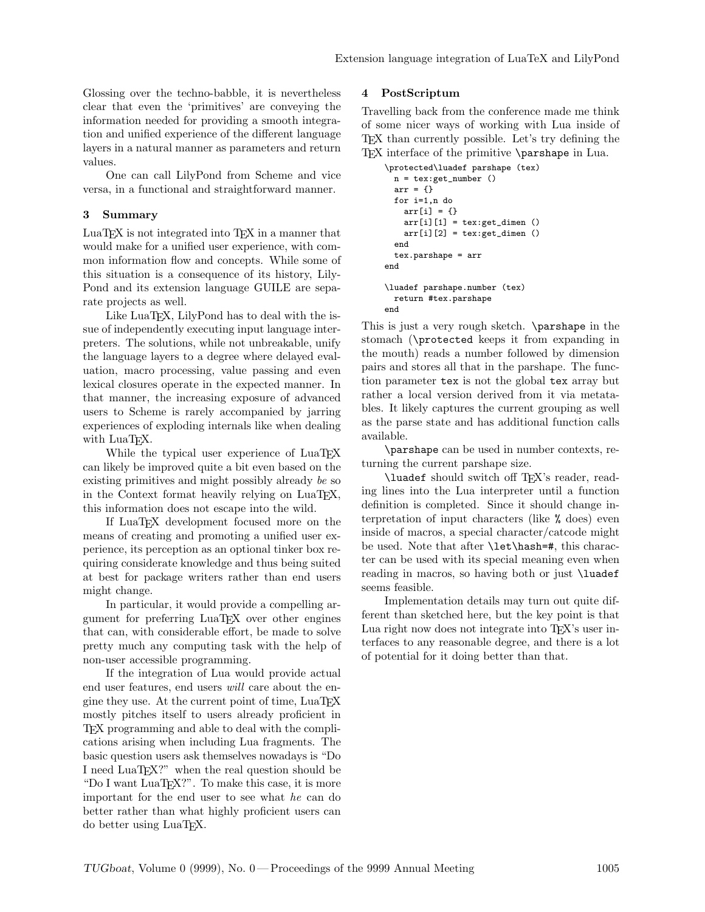Glossing over the techno-babble, it is nevertheless clear that even the 'primitives' are conveying the information needed for providing a smooth integration and unified experience of the different language layers in a natural manner as parameters and return values.

One can call LilyPond from Scheme and vice versa, in a functional and straightforward manner.

## 3 Summary

LuaTEX is not integrated into TEX in a manner that would make for a unified user experience, with common information flow and concepts. While some of this situation is a consequence of its history, LilyPond and its extension language GUILE are separate projects as well.

Like LuaTEX, LilyPond has to deal with the issue of independently executing input language interpreters. The solutions, while not unbreakable, unify the language layers to a degree where delayed evaluation, macro processing, value passing and even lexical closures operate in the expected manner. In that manner, the increasing exposure of advanced users to Scheme is rarely accompanied by jarring experiences of exploding internals like when dealing with LuaTEX.

While the typical user experience of LuaTEX can likely be improved quite a bit even based on the existing primitives and might possibly already *be* so in the Context format heavily relying on LuaTEX, this information does not escape into the wild.

If LuaTEX development focused more on the means of creating and promoting a unified user experience, its perception as an optional tinker box requiring considerate knowledge and thus being suited at best for package writers rather than end users might change.

In particular, it would provide a compelling argument for preferring LuaTEX over other engines that can, with considerable effort, be made to solve pretty much any computing task with the help of non-user accessible programming.

If the integration of Lua would provide actual end user features, end users *will* care about the engine they use. At the current point of time, LuaTEX mostly pitches itself to users already proficient in TEX programming and able to deal with the complications arising when including Lua fragments. The basic question users ask themselves nowadays is "Do I need LuaTEX?" when the real question should be "Do I want LuaTEX?". To make this case, it is more important for the end user to see what *he* can do better rather than what highly proficient users can do better using LuaTEX.

## 4 PostScriptum

Travelling back from the conference made me think of some nicer ways of working with Lua inside of TEX than currently possible. Let's try defining the TEX interface of the primitive `\parshape` in Lua.

```
\protected\luadef parshape (tex)
  n = tex:get_number ()
  arr = {}
  for i=1,n do
    arr[i] = {}
    arr[i][1] = tex:get_dimen ()
    arr[i][2] = tex:get_dimen ()
  end
  tex.parshape = arr
end

\luadef parshape.number (tex)
  return #tex.parshape
end
```

This is just a very rough sketch. `\parshape` in the stomach (`\protected` keeps it from expanding in the mouth) reads a number followed by dimension pairs and stores all that in the parshape. The function parameter `tex` is not the global `tex` array but rather a local version derived from it via metatables. It likely captures the current grouping as well as the parse state and has additional function calls available.

`\parshape` can be used in number contexts, returning the current parshape size.

`\luadef` should switch off TEX's reader, reading lines into the Lua interpreter until a function definition is completed. Since it should change interpretation of input characters (like `%` does) even inside of macros, a special character/catcode might be used. Note that after `\let\hash=#`, this character can be used with its special meaning even when reading in macros, so having both or just `\luadef` seems feasible.

Implementation details may turn out quite different than sketched here, but the key point is that Lua right now does not integrate into TEX's user interfaces to any reasonable degree, and there is a lot of potential for it doing better than that.